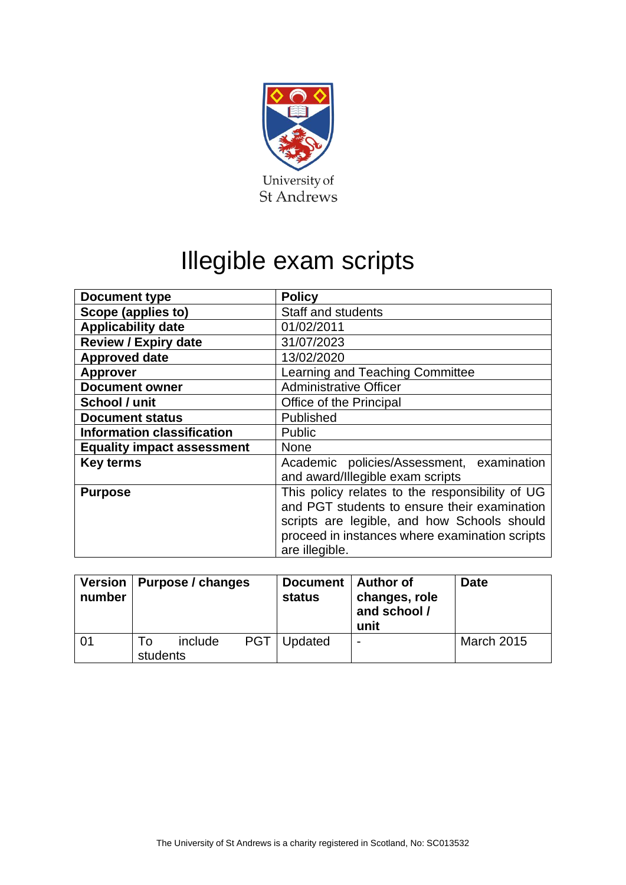University of St Andrews

# Illegible exam scripts

| Document type | Policy |
|---|---|
| Scope (applies to) | Staff and students |
| Applicability date | 01/02/2011 |
| Review / Expiry date | 31/07/2023 |
| Approved date | 13/02/2020 |
| Approver | Learning and Teaching Committee |
| Document owner | Administrative Officer |
| School / unit | Office of the Principal |
| Document status | Published |
| Information classification | Public |
| Equality impact assessment | None |
| Key terms | Academic policies/Assessment, examination and award/Illegible exam scripts |
| Purpose | This policy relates to the responsibility of UG and PGT students to ensure their examination scripts are legible, and how Schools should proceed in instances where examination scripts are illegible. |

| Version number | Purpose / changes | Document status | Author of changes, role and school / unit | Date |
|---|---|---|---|---|
| 01 | To include PGT students | Updated | - | March 2015 |

The University of St Andrews is a charity registered in Scotland, No: SC013532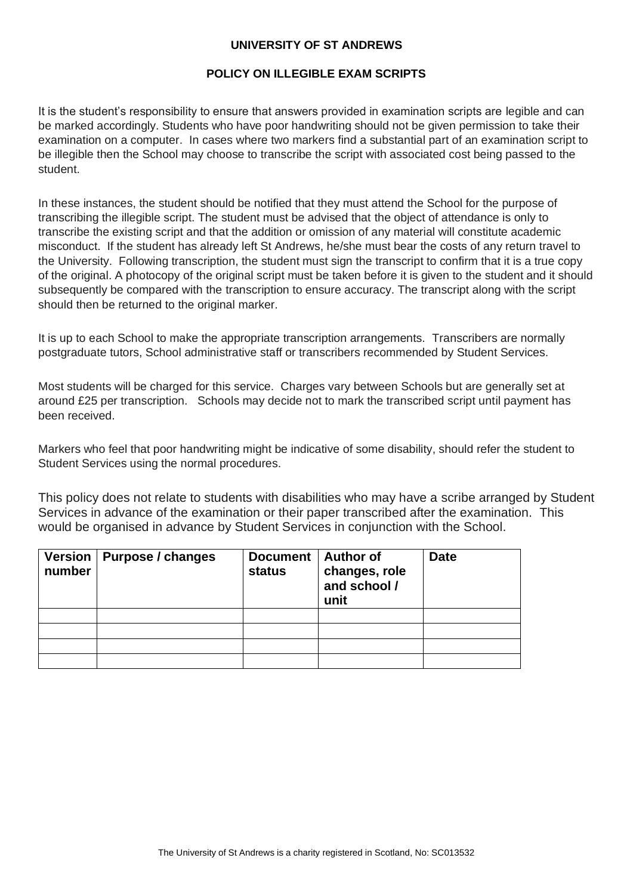**UNIVERSITY OF ST ANDREWS**

**POLICY ON ILLEGIBLE EXAM SCRIPTS**

It is the student's responsibility to ensure that answers provided in examination scripts are legible and can be marked accordingly. Students who have poor handwriting should not be given permission to take their examination on a computer. In cases where two markers find a substantial part of an examination script to be illegible then the School may choose to transcribe the script with associated cost being passed to the student.

In these instances, the student should be notified that they must attend the School for the purpose of transcribing the illegible script. The student must be advised that the object of attendance is only to transcribe the existing script and that the addition or omission of any material will constitute academic misconduct. If the student has already left St Andrews, he/she must bear the costs of any return travel to the University. Following transcription, the student must sign the transcript to confirm that it is a true copy of the original. A photocopy of the original script must be taken before it is given to the student and it should subsequently be compared with the transcription to ensure accuracy. The transcript along with the script should then be returned to the original marker.

It is up to each School to make the appropriate transcription arrangements. Transcribers are normally postgraduate tutors, School administrative staff or transcribers recommended by Student Services.

Most students will be charged for this service. Charges vary between Schools but are generally set at around £25 per transcription. Schools may decide not to mark the transcribed script until payment has been received.

Markers who feel that poor handwriting might be indicative of some disability, should refer the student to Student Services using the normal procedures.

This policy does not relate to students with disabilities who may have a scribe arranged by Student Services in advance of the examination or their paper transcribed after the examination. This would be organised in advance by Student Services in conjunction with the School.

| Version number | Purpose / changes | Document status | Author of changes, role and school / unit | Date |
| --- | --- | --- | --- | --- |
| | | | | |
| | | | | |
| | | | | |
| | | | | |